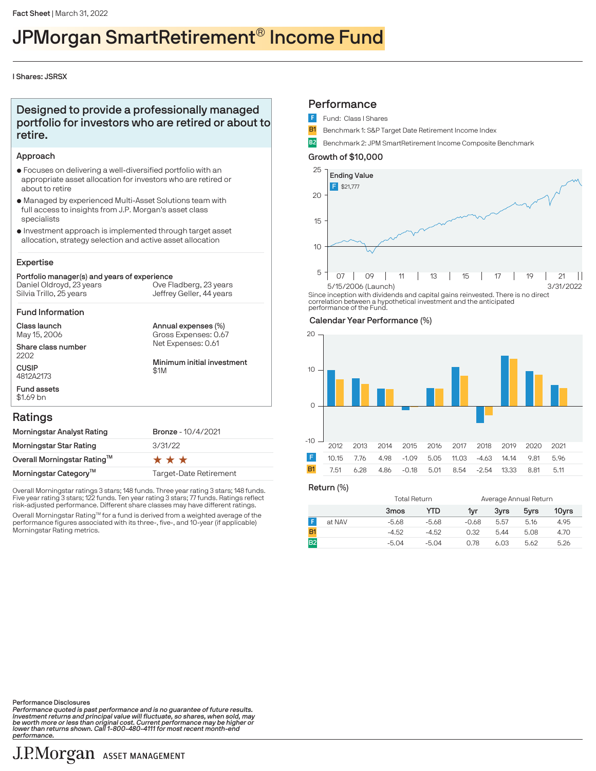Fact Sheet | March 31, 2022

# JPMorgan SmartRetirement® Income Fund

I Shares: JSRSX

## Designed to provide a professionally managed portfolio for investors who are retired or about to retire.

### Approach

- Focuses on delivering a well-diversified portfolio with an appropriate asset allocation for investors who are retired or about to retire
- Managed by experienced Multi-Asset Solutions team with full access to insights from J.P. Morgan's asset class specialists
- Investment approach is implemented through target asset allocation, strategy selection and active asset allocation

### Expertise

**Portfolio manager(s) and years of experience**

Daniel Oldroyd, 23 years
Silvia Trillo, 25 years
Ove Fladberg, 23 years
Jeffrey Geller, 44 years

### Fund Information

**Class launch**
May 15, 2006

**Share class number**
2202

**CUSIP**
4812A2173

**Fund assets**
$1.69 bn

**Annual expenses (%)**
Gross Expenses: 0.67
Net Expenses: 0.61

**Minimum initial investment**
$1M

## Ratings

| | |
|---|---|
| Morningstar Analyst Rating | Bronze - 10/4/2021 |
| Morningstar Star Rating | 3/31/22 |
| Overall Morningstar Rating™ | ★★★ |
| Morningstar Category™ | Target-Date Retirement |

Overall Morningstar ratings 3 stars; 148 funds. Three year rating 3 stars; 148 funds. Five year rating 3 stars; 122 funds. Ten year rating 3 stars; 77 funds. Ratings reflect risk-adjusted performance. Different share classes may have different ratings.

Overall Morningstar Rating™ for a fund is derived from a weighted average of the performance figures associated with its three-, five-, and 10-year (if applicable) Morningstar Rating metrics.

## Performance

- F Fund: Class I Shares
- B1 Benchmark 1: S&P Target Date Retirement Income Index
- B2 Benchmark 2: JPM SmartRetirement Income Composite Benchmark

### Growth of $10,000

Ending Value
F $21,777

5/15/2006 (Launch) – 3/31/2022

Since inception with dividends and capital gains reinvested. There is no direct correlation between a hypothetical investment and the anticipated performance of the Fund.

### Calendar Year Performance (%)

| | 2012 | 2013 | 2014 | 2015 | 2016 | 2017 | 2018 | 2019 | 2020 | 2021 |
|---|---|---|---|---|---|---|---|---|---|---|
| F | 10.15 | 7.76 | 4.98 | -1.09 | 5.05 | 11.03 | -4.63 | 14.14 | 9.81 | 5.96 |
| B1 | 7.51 | 6.28 | 4.86 | -0.18 | 5.01 | 8.54 | -2.54 | 13.33 | 8.81 | 5.11 |

### Return (%)

| | | Total Return | | Average Annual Return | | | |
|---|---|---|---|---|---|---|---|
| | | 3mos | YTD | 1yr | 3yrs | 5yrs | 10yrs |
| F | at NAV | -5.68 | -5.68 | -0.68 | 5.57 | 5.16 | 4.95 |
| B1 | | -4.52 | -4.52 | 0.32 | 5.44 | 5.08 | 4.70 |
| B2 | | -5.04 | -5.04 | 0.78 | 6.03 | 5.62 | 5.26 |

Performance Disclosures

*Performance quoted is past performance and is no guarantee of future results. Investment returns and principal value will fluctuate, so shares, when sold, may be worth more or less than original cost. Current performance may be higher or lower than returns shown. Call 1-800-480-4111 for most recent month-end performance.*

J.P.Morgan ASSET MANAGEMENT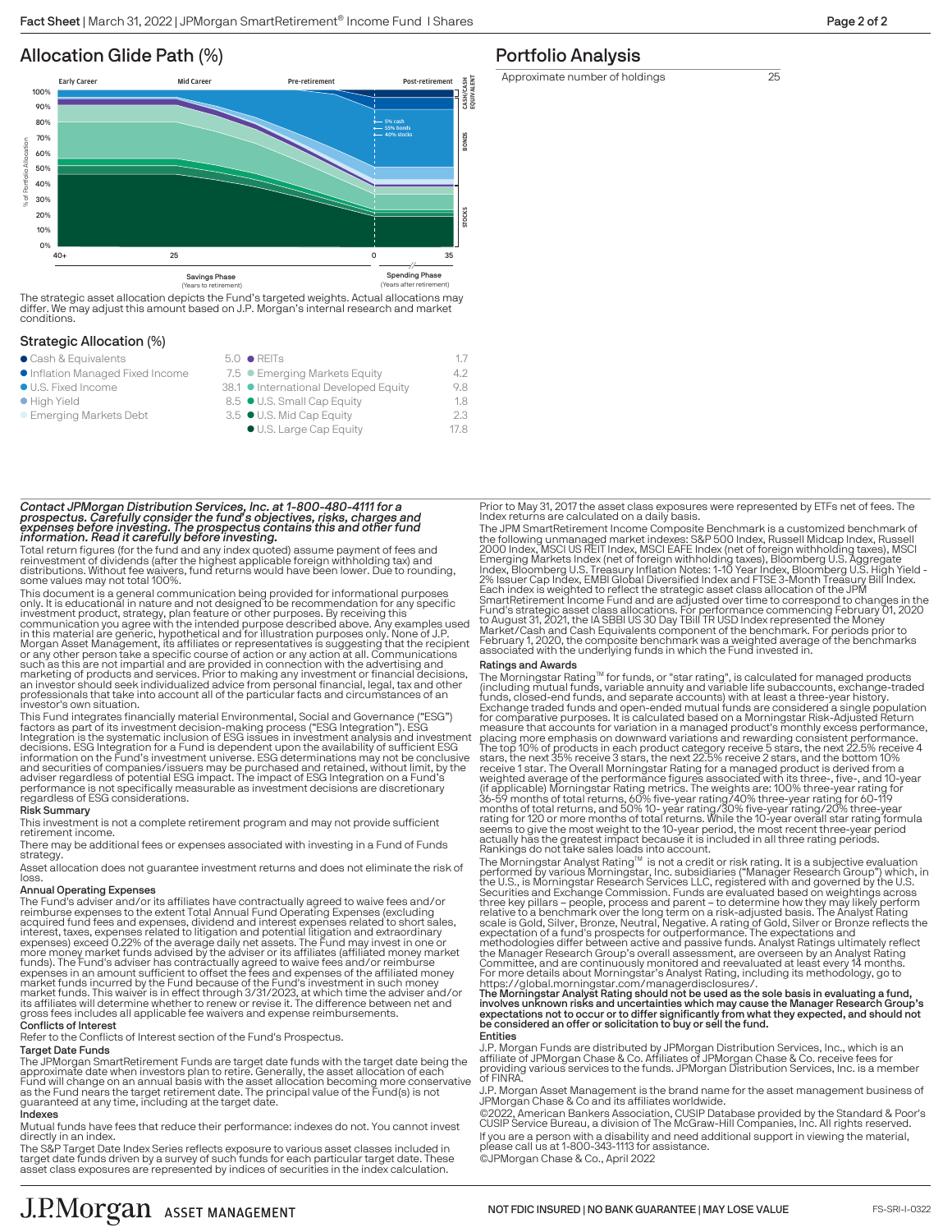## Allocation Glide Path (%)

Early Career
Mid Career
Pre-retirement
Post-retirement

100%
90%
80%
70%
60%
50%
40%
30%
20%
10%
0%

% of Portfolio Allocation

40+
25
0
35

Savings Phase
(Years to retirement)

Spending Phase
(Years after retirement)

5% cash
55% bonds
40% stocks

CASH/CASH EQUIVALENT
BONDS
STOCKS

The strategic asset allocation depicts the Fund's targeted weights. Actual allocations may differ. We may adjust this amount based on J.P. Morgan's internal research and market conditions.

## Strategic Allocation (%)

| | | | |
|---|---|---|---|
| Cash & Equivalents | 5.0 | REITs | 1.7 |
| Inflation Managed Fixed Income | 7.5 | Emerging Markets Equity | 4.2 |
| U.S. Fixed Income | 38.1 | International Developed Equity | 9.8 |
| High Yield | 8.5 | U.S. Small Cap Equity | 1.8 |
| Emerging Markets Debt | 3.5 | U.S. Mid Cap Equity | 2.3 |
| | | U.S. Large Cap Equity | 17.8 |

## Portfolio Analysis

| | |
|---|---|
| Approximate number of holdings | 25 |

***Contact JPMorgan Distribution Services, Inc. at 1-800-480-4111 for a prospectus. Carefully consider the fund's objectives, risks, charges and expenses before investing. The prospectus contains this and other fund information. Read it carefully before investing.***

Total return figures (for the fund and any index quoted) assume payment of fees and reinvestment of dividends (after the highest applicable foreign withholding tax) and distributions. Without fee waivers, fund returns would have been lower. Due to rounding, some values may not total 100%.

This document is a general communication being provided for informational purposes only. It is educational in nature and not designed to be recommendation for any specific investment product, strategy, plan feature or other purposes. By receiving this communication you agree with the intended purpose described above. Any examples used in this material are generic, hypothetical and for illustration purposes only. None of J.P. Morgan Asset Management, its affiliates or representatives is suggesting that the recipient or any other person take a specific course of action or any action at all. Communications such as this are not impartial and are provided in connection with the advertising and marketing of products and services. Prior to making any investment or financial decisions, an investor should seek individualized advice from personal financial, legal, tax and other professionals that take into account all of the particular facts and circumstances of an investor's own situation.

This Fund integrates financially material Environmental, Social and Governance ("ESG") factors as part of its investment decision-making process ("ESG Integration"). ESG Integration is the systematic inclusion of ESG issues in investment analysis and investment decisions. ESG Integration for a Fund is dependent upon the availability of sufficient ESG information on the Fund's investment universe. ESG determinations may not be conclusive and securities of companies/issuers may be purchased and retained, without limit, by the adviser regardless of potential ESG impact. The impact of ESG Integration on a Fund's performance is not specifically measurable as investment decisions are discretionary regardless of ESG considerations.

**Risk Summary**

This investment is not a complete retirement program and may not provide sufficient retirement income.

There may be additional fees or expenses associated with investing in a Fund of Funds strategy.

Asset allocation does not guarantee investment returns and does not eliminate the risk of loss.

**Annual Operating Expenses**

The Fund's adviser and/or its affiliates have contractually agreed to waive fees and/or reimburse expenses to the extent Total Annual Fund Operating Expenses (excluding acquired fund fees and expenses, dividend and interest expenses related to short sales, interest, taxes, expenses related to litigation and potential litigation and extraordinary expenses) exceed 0.22% of the average daily net assets. The Fund may invest in one or more money market funds advised by the adviser or its affiliates (affiliated money market funds). The Fund's adviser has contractually agreed to waive fees and/or reimburse expenses in an amount sufficient to offset the fees and expenses of the affiliated money market funds incurred by the Fund because of the Fund's investment in such money market funds. This waiver is in effect through 3/31/2023, at which time the adviser and/or its affiliates will determine whether to renew or revise it. The difference between net and gross fees includes all applicable fee waivers and expense reimbursements.

**Conflicts of Interest**

Refer to the Conflicts of Interest section of the Fund's Prospectus.

**Target Date Funds**

The JPMorgan SmartRetirement Funds are target date funds with the target date being the approximate date when investors plan to retire. Generally, the asset allocation of each Fund will change on an annual basis with the asset allocation becoming more conservative as the Fund nears the target retirement date. The principal value of the Fund(s) is not guaranteed at any time, including at the target date.

**Indexes**

Mutual funds have fees that reduce their performance: indexes do not. You cannot invest directly in an index.

The S&P Target Date Index Series reflects exposure to various asset classes included in target date funds driven by a survey of such funds for each particular target date. These asset class exposures are represented by indices of securities in the index calculation. Prior to May 31, 2017 the asset class exposures were represented by ETFs net of fees. The Index returns are calculated on a daily basis.

The JPM SmartRetirement Income Composite Benchmark is a customized benchmark of the following unmanaged market indexes: S&P 500 Index, Russell Midcap Index, Russell 2000 Index, MSCI US REIT Index, MSCI EAFE Index (net of foreign withholding taxes), MSCI Emerging Markets Index (net of foreign withholding taxes), Bloomberg U.S. Aggregate Index, Bloomberg U.S. Treasury Inflation Notes: 1-10 Year Index, Bloomberg U.S. High Yield - 2% Issuer Cap Index, EMBI Global Diversified Index and FTSE 3-Month Treasury Bill Index. Each index is weighted to reflect the strategic asset class allocation of the JPM SmartRetirement Income Fund and are adjusted over time to correspond to changes in the Fund's strategic asset class allocations. For performance commencing February 01, 2020 to August 31, 2021, the IA SBBI US 30 Day TBill TR USD Index represented the Money Market/Cash and Cash Equivalents component of the benchmark. For periods prior to February 1, 2020, the composite benchmark was a weighted average of the benchmarks associated with the underlying funds in which the Fund invested in.

**Ratings and Awards**

The Morningstar Rating™ for funds, or "star rating", is calculated for managed products (including mutual funds, variable annuity and variable life subaccounts, exchange-traded funds, closed-end funds, and separate accounts) with at least a three-year history. Exchange traded funds and open-ended mutual funds are considered a single population for comparative purposes. It is calculated based on a Morningstar Risk-Adjusted Return measure that accounts for variation in a managed product's monthly excess performance, placing more emphasis on downward variations and rewarding consistent performance. The top 10% of products in each product category receive 5 stars, the next 22.5% receive 4 stars, the next 35% receive 3 stars, the next 22.5% receive 2 stars, and the bottom 10% receive 1 star. The Overall Morningstar Rating for a managed product is derived from a weighted average of the performance figures associated with its three-, five-, and 10-year (if applicable) Morningstar Rating metrics. The weights are: 100% three-year rating for 36-59 months of total returns, 60% five-year rating/40% three-year rating for 60-119 months of total returns, and 50% 10- year rating/30% five-year rating/20% three-year rating for 120 or more months of total returns. While the 10-year overall star rating formula seems to give the most weight to the 10-year period, the most recent three-year period actually has the greatest impact because it is included in all three rating periods. Rankings do not take sales loads into account.

The Morningstar Analyst Rating™ is not a credit or risk rating. It is a subjective evaluation performed by various Morningstar, Inc. subsidiaries ("Manager Research Group") which, in the U.S., is Morningstar Research Services LLC, registered with and governed by the U.S. Securities and Exchange Commission. Funds are evaluated based on weightings across three key pillars – people, process and parent – to determine how they may likely perform relative to a benchmark over the long term on a risk-adjusted basis. The Analyst Rating scale is Gold, Silver, Bronze, Neutral, Negative. A rating of Gold, Silver or Bronze reflects the expectation of a fund's prospects for outperformance. The expectations and methodologies differ between active and passive funds. Analyst Ratings ultimately reflect the Manager Research Group's overall assessment, are overseen by an Analyst Rating Committee, and are continuously monitored and reevaluated at least every 14 months. For more details about Morningstar's Analyst Rating, including its methodology, go to https://global.morningstar.com/managerdisclosures/.

**The Morningstar Analyst Rating should not be used as the sole basis in evaluating a fund, involves unknown risks and uncertainties which may cause the Manager Research Group's expectations not to occur or to differ significantly from what they expected, and should not be considered an offer or solicitation to buy or sell the fund.**

**Entities**

J.P. Morgan Funds are distributed by JPMorgan Distribution Services, Inc., which is an affiliate of JPMorgan Chase & Co. Affiliates of JPMorgan Chase & Co. receive fees for providing various services to the funds. JPMorgan Distribution Services, Inc. is a member of FINRA.

J.P. Morgan Asset Management is the brand name for the asset management business of JPMorgan Chase & Co and its affiliates worldwide.

©2022, American Bankers Association, CUSIP Database provided by the Standard & Poor's CUSIP Service Bureau, a division of The McGraw-Hill Companies, Inc. All rights reserved.

If you are a person with a disability and need additional support in viewing the material, please call us at 1-800-343-1113 for assistance.

©JPMorgan Chase & Co., April 2022

J.P.Morgan ASSET MANAGEMENT

NOT FDIC INSURED | NO BANK GUARANTEE | MAY LOSE VALUE

FS-SRI-I-0322